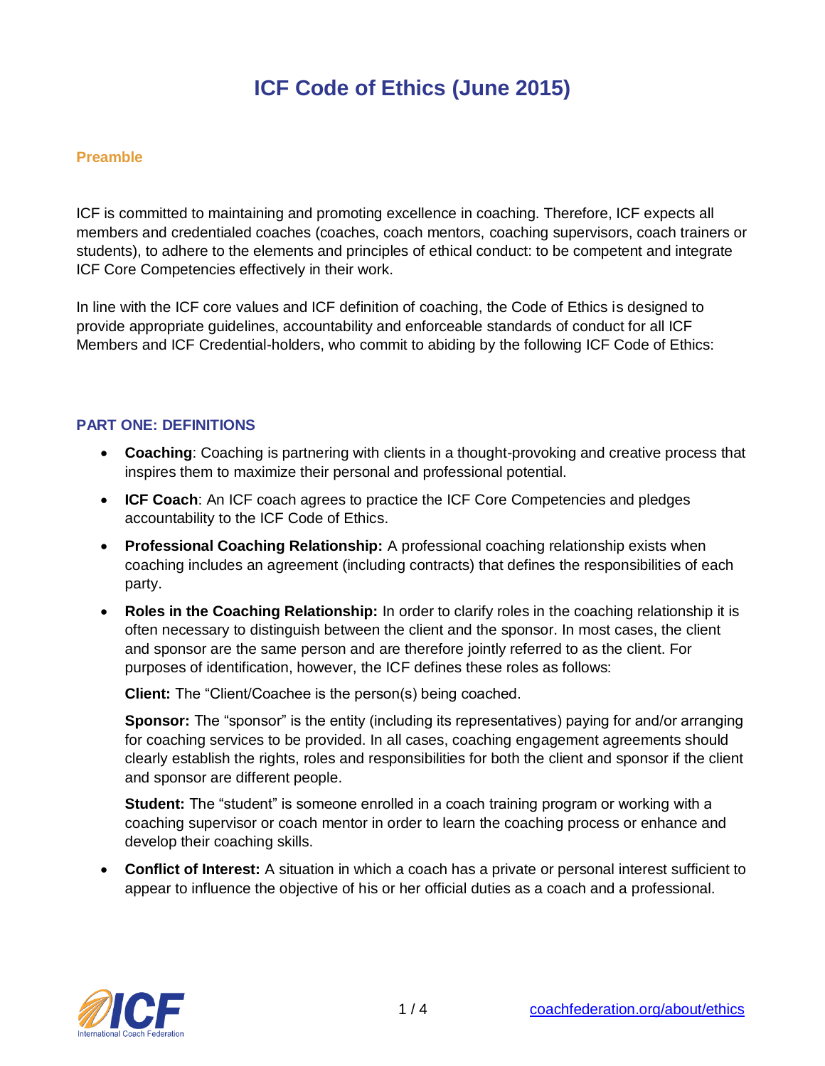# ICF Code of Ethics (June 2015)

## Preamble

ICF is committed to maintaining and promoting excellence in coaching. Therefore, ICF expects all members and credentialed coaches (coaches, coach mentors, coaching supervisors, coach trainers or students), to adhere to the elements and principles of ethical conduct: to be competent and integrate ICF Core Competencies effectively in their work.

In line with the ICF core values and ICF definition of coaching, the Code of Ethics is designed to provide appropriate guidelines, accountability and enforceable standards of conduct for all ICF Members and ICF Credential-holders, who commit to abiding by the following ICF Code of Ethics:

## PART ONE: DEFINITIONS

- **Coaching**: Coaching is partnering with clients in a thought-provoking and creative process that inspires them to maximize their personal and professional potential.
- **ICF Coach**: An ICF coach agrees to practice the ICF Core Competencies and pledges accountability to the ICF Code of Ethics.
- **Professional Coaching Relationship:** A professional coaching relationship exists when coaching includes an agreement (including contracts) that defines the responsibilities of each party.
- **Roles in the Coaching Relationship:** In order to clarify roles in the coaching relationship it is often necessary to distinguish between the client and the sponsor. In most cases, the client and sponsor are the same person and are therefore jointly referred to as the client. For purposes of identification, however, the ICF defines these roles as follows:

  **Client:** The "Client/Coachee is the person(s) being coached.

  **Sponsor:** The "sponsor" is the entity (including its representatives) paying for and/or arranging for coaching services to be provided. In all cases, coaching engagement agreements should clearly establish the rights, roles and responsibilities for both the client and sponsor if the client and sponsor are different people.

  **Student:** The "student" is someone enrolled in a coach training program or working with a coaching supervisor or coach mentor in order to learn the coaching process or enhance and develop their coaching skills.

- **Conflict of Interest:** A situation in which a coach has a private or personal interest sufficient to appear to influence the objective of his or her official duties as a coach and a professional.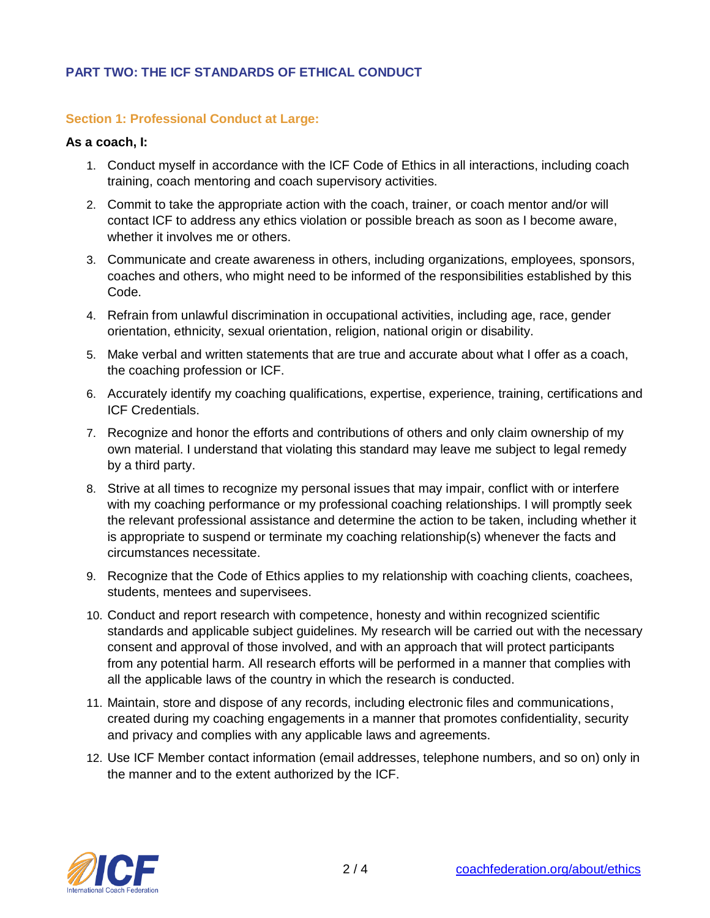## PART TWO: THE ICF STANDARDS OF ETHICAL CONDUCT

### Section 1: Professional Conduct at Large:

**As a coach, I:**

1. Conduct myself in accordance with the ICF Code of Ethics in all interactions, including coach training, coach mentoring and coach supervisory activities.
2. Commit to take the appropriate action with the coach, trainer, or coach mentor and/or will contact ICF to address any ethics violation or possible breach as soon as I become aware, whether it involves me or others.
3. Communicate and create awareness in others, including organizations, employees, sponsors, coaches and others, who might need to be informed of the responsibilities established by this Code.
4. Refrain from unlawful discrimination in occupational activities, including age, race, gender orientation, ethnicity, sexual orientation, religion, national origin or disability.
5. Make verbal and written statements that are true and accurate about what I offer as a coach, the coaching profession or ICF.
6. Accurately identify my coaching qualifications, expertise, experience, training, certifications and ICF Credentials.
7. Recognize and honor the efforts and contributions of others and only claim ownership of my own material. I understand that violating this standard may leave me subject to legal remedy by a third party.
8. Strive at all times to recognize my personal issues that may impair, conflict with or interfere with my coaching performance or my professional coaching relationships. I will promptly seek the relevant professional assistance and determine the action to be taken, including whether it is appropriate to suspend or terminate my coaching relationship(s) whenever the facts and circumstances necessitate.
9. Recognize that the Code of Ethics applies to my relationship with coaching clients, coachees, students, mentees and supervisees.
10. Conduct and report research with competence, honesty and within recognized scientific standards and applicable subject guidelines. My research will be carried out with the necessary consent and approval of those involved, and with an approach that will protect participants from any potential harm. All research efforts will be performed in a manner that complies with all the applicable laws of the country in which the research is conducted.
11. Maintain, store and dispose of any records, including electronic files and communications, created during my coaching engagements in a manner that promotes confidentiality, security and privacy and complies with any applicable laws and agreements.
12. Use ICF Member contact information (email addresses, telephone numbers, and so on) only in the manner and to the extent authorized by the ICF.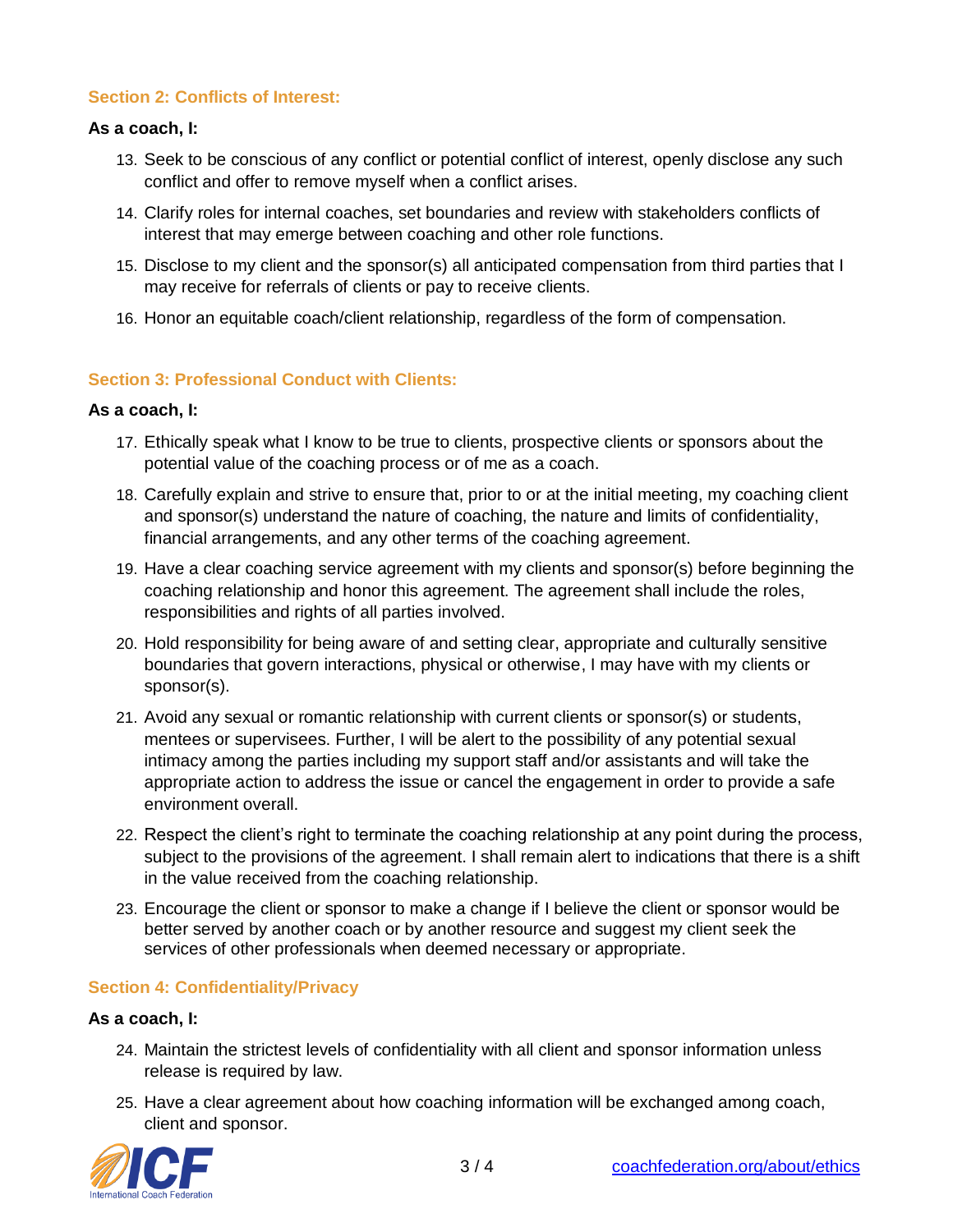## Section 2: Conflicts of Interest:

**As a coach, I:**

13. Seek to be conscious of any conflict or potential conflict of interest, openly disclose any such conflict and offer to remove myself when a conflict arises.
14. Clarify roles for internal coaches, set boundaries and review with stakeholders conflicts of interest that may emerge between coaching and other role functions.
15. Disclose to my client and the sponsor(s) all anticipated compensation from third parties that I may receive for referrals of clients or pay to receive clients.
16. Honor an equitable coach/client relationship, regardless of the form of compensation.

## Section 3: Professional Conduct with Clients:

**As a coach, I:**

17. Ethically speak what I know to be true to clients, prospective clients or sponsors about the potential value of the coaching process or of me as a coach.
18. Carefully explain and strive to ensure that, prior to or at the initial meeting, my coaching client and sponsor(s) understand the nature of coaching, the nature and limits of confidentiality, financial arrangements, and any other terms of the coaching agreement.
19. Have a clear coaching service agreement with my clients and sponsor(s) before beginning the coaching relationship and honor this agreement. The agreement shall include the roles, responsibilities and rights of all parties involved.
20. Hold responsibility for being aware of and setting clear, appropriate and culturally sensitive boundaries that govern interactions, physical or otherwise, I may have with my clients or sponsor(s).
21. Avoid any sexual or romantic relationship with current clients or sponsor(s) or students, mentees or supervisees. Further, I will be alert to the possibility of any potential sexual intimacy among the parties including my support staff and/or assistants and will take the appropriate action to address the issue or cancel the engagement in order to provide a safe environment overall.
22. Respect the client's right to terminate the coaching relationship at any point during the process, subject to the provisions of the agreement. I shall remain alert to indications that there is a shift in the value received from the coaching relationship.
23. Encourage the client or sponsor to make a change if I believe the client or sponsor would be better served by another coach or by another resource and suggest my client seek the services of other professionals when deemed necessary or appropriate.

## Section 4: Confidentiality/Privacy

**As a coach, I:**

24. Maintain the strictest levels of confidentiality with all client and sponsor information unless release is required by law.
25. Have a clear agreement about how coaching information will be exchanged among coach, client and sponsor.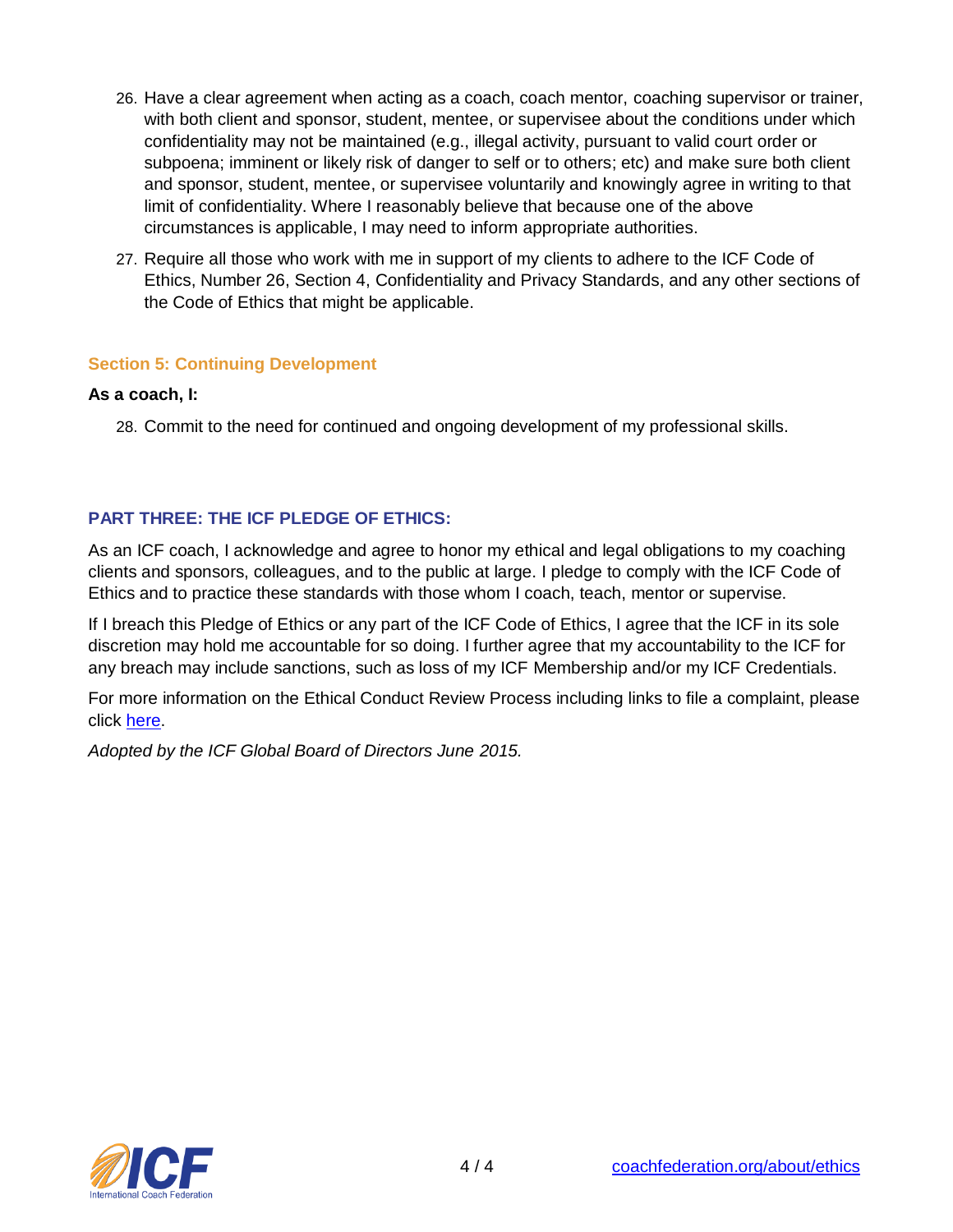26. Have a clear agreement when acting as a coach, coach mentor, coaching supervisor or trainer, with both client and sponsor, student, mentee, or supervisee about the conditions under which confidentiality may not be maintained (e.g., illegal activity, pursuant to valid court order or subpoena; imminent or likely risk of danger to self or to others; etc) and make sure both client and sponsor, student, mentee, or supervisee voluntarily and knowingly agree in writing to that limit of confidentiality. Where I reasonably believe that because one of the above circumstances is applicable, I may need to inform appropriate authorities.
27. Require all those who work with me in support of my clients to adhere to the ICF Code of Ethics, Number 26, Section 4, Confidentiality and Privacy Standards, and any other sections of the Code of Ethics that might be applicable.

### Section 5: Continuing Development

**As a coach, I:**

28. Commit to the need for continued and ongoing development of my professional skills.

## PART THREE: THE ICF PLEDGE OF ETHICS:

As an ICF coach, I acknowledge and agree to honor my ethical and legal obligations to my coaching clients and sponsors, colleagues, and to the public at large. I pledge to comply with the ICF Code of Ethics and to practice these standards with those whom I coach, teach, mentor or supervise.

If I breach this Pledge of Ethics or any part of the ICF Code of Ethics, I agree that the ICF in its sole discretion may hold me accountable for so doing. I further agree that my accountability to the ICF for any breach may include sanctions, such as loss of my ICF Membership and/or my ICF Credentials.

For more information on the Ethical Conduct Review Process including links to file a complaint, please click here.

*Adopted by the ICF Global Board of Directors June 2015.*